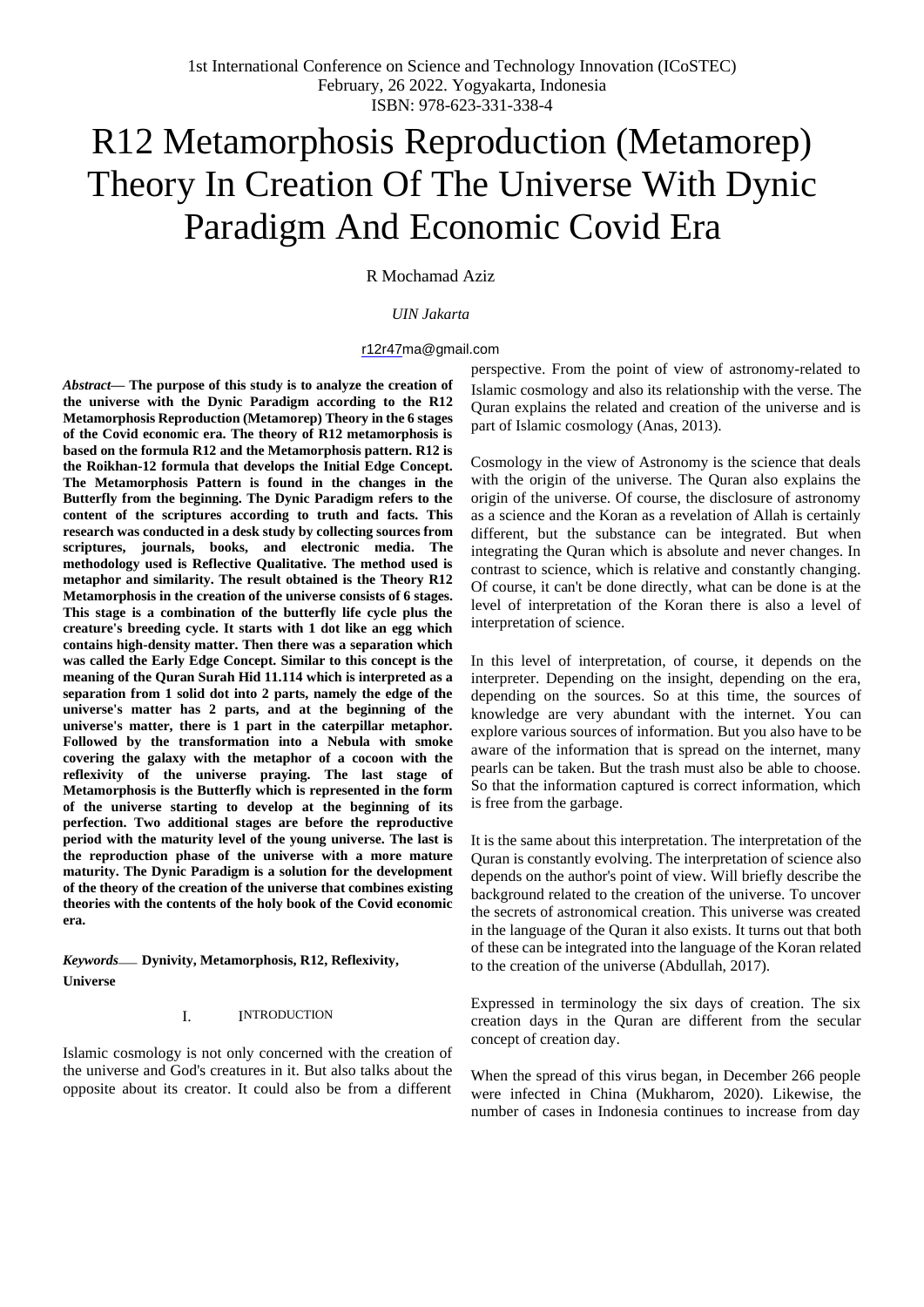1st International Conference on Science and Technology Innovation (ICoSTEC)
February, 26 2022. Yogyakarta, Indonesia
ISBN: 978-623-331-338-4

# R12 Metamorphosis Reproduction (Metamorep) Theory In Creation Of The Universe With Dynic Paradigm And Economic Covid Era

R Mochamad Aziz

*UIN Jakarta*

r12r47ma@gmail.com

***Abstract*— The purpose of this study is to analyze the creation of the universe with the Dynic Paradigm according to the R12 Metamorphosis Reproduction (Metamorep) Theory in the 6 stages of the Covid economic era. The theory of R12 metamorphosis is based on the formula R12 and the Metamorphosis pattern. R12 is the Roikhan-12 formula that develops the Initial Edge Concept. The Metamorphosis Pattern is found in the changes in the Butterfly from the beginning. The Dynic Paradigm refers to the content of the scriptures according to truth and facts. This research was conducted in a desk study by collecting sources from scriptures, journals, books, and electronic media. The methodology used is Reflective Qualitative. The method used is metaphor and similarity. The result obtained is the Theory R12 Metamorphosis in the creation of the universe consists of 6 stages. This stage is a combination of the butterfly life cycle plus the creature's breeding cycle. It starts with 1 dot like an egg which contains high-density matter. Then there was a separation which was called the Early Edge Concept. Similar to this concept is the meaning of the Quran Surah Hid 11.114 which is interpreted as a separation from 1 solid dot into 2 parts, namely the edge of the universe's matter has 2 parts, and at the beginning of the universe's matter, there is 1 part in the caterpillar metaphor. Followed by the transformation into a Nebula with smoke covering the galaxy with the metaphor of a cocoon with the reflexivity of the universe praying. The last stage of Metamorphosis is the Butterfly which is represented in the form of the universe starting to develop at the beginning of its perfection. Two additional stages are before the reproductive period with the maturity level of the young universe. The last is the reproduction phase of the universe with a more mature maturity. The Dynic Paradigm is a solution for the development of the theory of the creation of the universe that combines existing theories with the contents of the holy book of the Covid economic era.**

***Keywords*— Dynivity, Metamorphosis, R12, Reflexivity, Universe**

## I. INTRODUCTION

Islamic cosmology is not only concerned with the creation of the universe and God's creatures in it. But also talks about the opposite about its creator. It could also be from a different perspective. From the point of view of astronomy-related to Islamic cosmology and also its relationship with the verse. The Quran explains the related and creation of the universe and is part of Islamic cosmology (Anas, 2013).

Cosmology in the view of Astronomy is the science that deals with the origin of the universe. The Quran also explains the origin of the universe. Of course, the disclosure of astronomy as a science and the Koran as a revelation of Allah is certainly different, but the substance can be integrated. But when integrating the Quran which is absolute and never changes. In contrast to science, which is relative and constantly changing. Of course, it can't be done directly, what can be done is at the level of interpretation of the Koran there is also a level of interpretation of science.

In this level of interpretation, of course, it depends on the interpreter. Depending on the insight, depending on the era, depending on the sources. So at this time, the sources of knowledge are very abundant with the internet. You can explore various sources of information. But you also have to be aware of the information that is spread on the internet, many pearls can be taken. But the trash must also be able to choose. So that the information captured is correct information, which is free from the garbage.

It is the same about this interpretation. The interpretation of the Quran is constantly evolving. The interpretation of science also depends on the author's point of view. Will briefly describe the background related to the creation of the universe. To uncover the secrets of astronomical creation. This universe was created in the language of the Quran it also exists. It turns out that both of these can be integrated into the language of the Koran related to the creation of the universe (Abdullah, 2017).

Expressed in terminology the six days of creation. The six creation days in the Quran are different from the secular concept of creation day.

When the spread of this virus began, in December 266 people were infected in China (Mukharom, 2020). Likewise, the number of cases in Indonesia continues to increase from day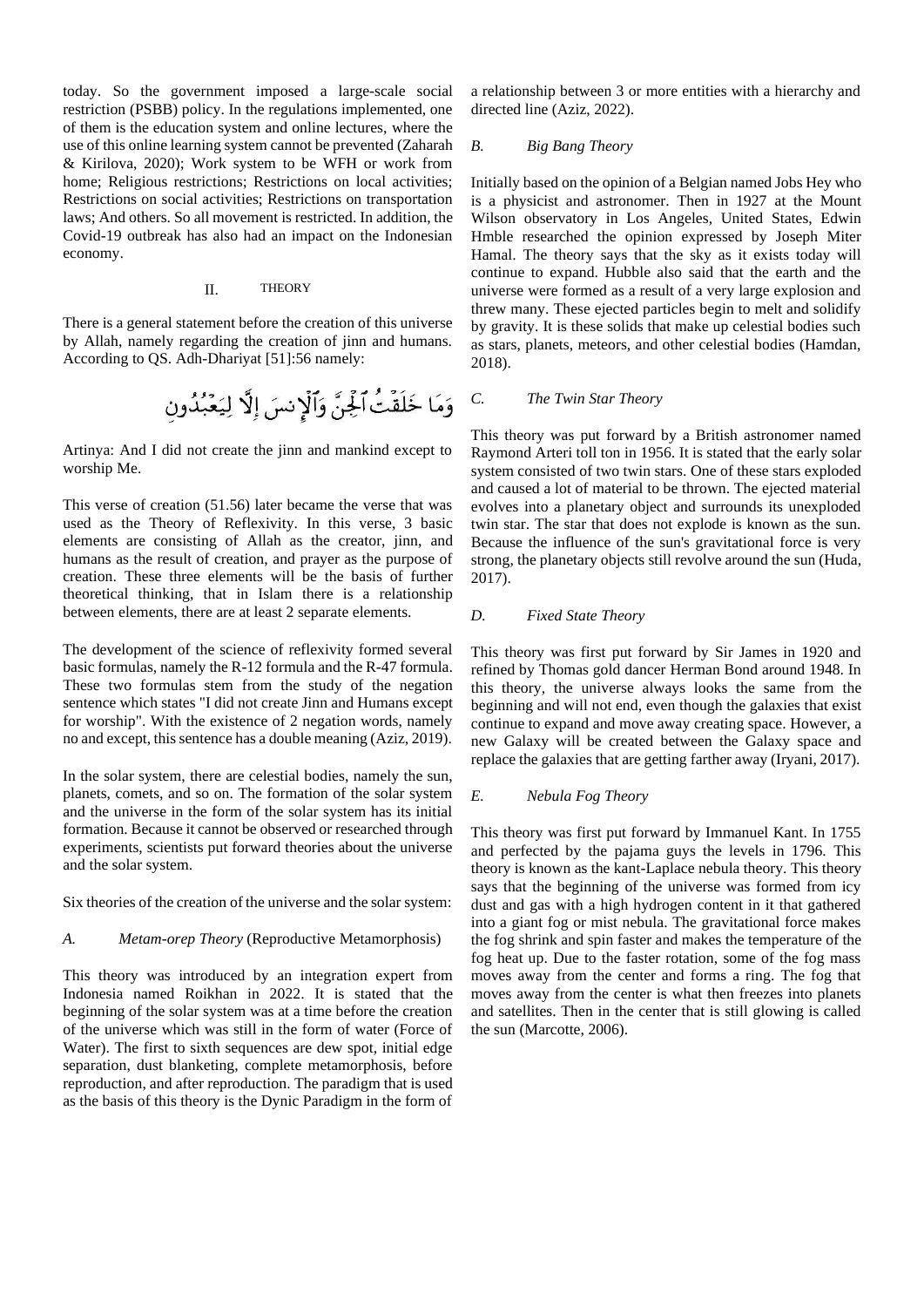today. So the government imposed a large-scale social restriction (PSBB) policy. In the regulations implemented, one of them is the education system and online lectures, where the use of this online learning system cannot be prevented (Zaharah & Kirilova, 2020); Work system to be WFH or work from home; Religious restrictions; Restrictions on local activities; Restrictions on social activities; Restrictions on transportation laws; And others. So all movement is restricted. In addition, the Covid-19 outbreak has also had an impact on the Indonesian economy.

## II. THEORY

There is a general statement before the creation of this universe by Allah, namely regarding the creation of jinn and humans. According to QS. Adh-Dhariyat [51]:56 namely:

وَمَا خَلَقْتُ ٱلْجِنَّ وَٱلْإِنسَ إِلَّا لِيَعْبُدُونِ

Artinya: And I did not create the jinn and mankind except to worship Me.

This verse of creation (51.56) later became the verse that was used as the Theory of Reflexivity. In this verse, 3 basic elements are consisting of Allah as the creator, jinn, and humans as the result of creation, and prayer as the purpose of creation. These three elements will be the basis of further theoretical thinking, that in Islam there is a relationship between elements, there are at least 2 separate elements.

The development of the science of reflexivity formed several basic formulas, namely the R-12 formula and the R-47 formula. These two formulas stem from the study of the negation sentence which states "I did not create Jinn and Humans except for worship". With the existence of 2 negation words, namely no and except, this sentence has a double meaning (Aziz, 2019).

In the solar system, there are celestial bodies, namely the sun, planets, comets, and so on. The formation of the solar system and the universe in the form of the solar system has its initial formation. Because it cannot be observed or researched through experiments, scientists put forward theories about the universe and the solar system.

Six theories of the creation of the universe and the solar system:

### *A. Metam-orep Theory* (Reproductive Metamorphosis)

This theory was introduced by an integration expert from Indonesia named Roikhan in 2022. It is stated that the beginning of the solar system was at a time before the creation of the universe which was still in the form of water (Force of Water). The first to sixth sequences are dew spot, initial edge separation, dust blanketing, complete metamorphosis, before reproduction, and after reproduction. The paradigm that is used as the basis of this theory is the Dynic Paradigm in the form of a relationship between 3 or more entities with a hierarchy and directed line (Aziz, 2022).

### *B. Big Bang Theory*

Initially based on the opinion of a Belgian named Jobs Hey who is a physicist and astronomer. Then in 1927 at the Mount Wilson observatory in Los Angeles, United States, Edwin Hmble researched the opinion expressed by Joseph Miter Hamal. The theory says that the sky as it exists today will continue to expand. Hubble also said that the earth and the universe were formed as a result of a very large explosion and threw many. These ejected particles begin to melt and solidify by gravity. It is these solids that make up celestial bodies such as stars, planets, meteors, and other celestial bodies (Hamdan, 2018).

### *C. The Twin Star Theory*

This theory was put forward by a British astronomer named Raymond Arteri toll ton in 1956. It is stated that the early solar system consisted of two twin stars. One of these stars exploded and caused a lot of material to be thrown. The ejected material evolves into a planetary object and surrounds its unexploded twin star. The star that does not explode is known as the sun. Because the influence of the sun's gravitational force is very strong, the planetary objects still revolve around the sun (Huda, 2017).

### *D. Fixed State Theory*

This theory was first put forward by Sir James in 1920 and refined by Thomas gold dancer Herman Bond around 1948. In this theory, the universe always looks the same from the beginning and will not end, even though the galaxies that exist continue to expand and move away creating space. However, a new Galaxy will be created between the Galaxy space and replace the galaxies that are getting farther away (Iryani, 2017).

### *E. Nebula Fog Theory*

This theory was first put forward by Immanuel Kant. In 1755 and perfected by the pajama guys the levels in 1796. This theory is known as the kant-Laplace nebula theory. This theory says that the beginning of the universe was formed from icy dust and gas with a high hydrogen content in it that gathered into a giant fog or mist nebula. The gravitational force makes the fog shrink and spin faster and makes the temperature of the fog heat up. Due to the faster rotation, some of the fog mass moves away from the center and forms a ring. The fog that moves away from the center is what then freezes into planets and satellites. Then in the center that is still glowing is called the sun (Marcotte, 2006).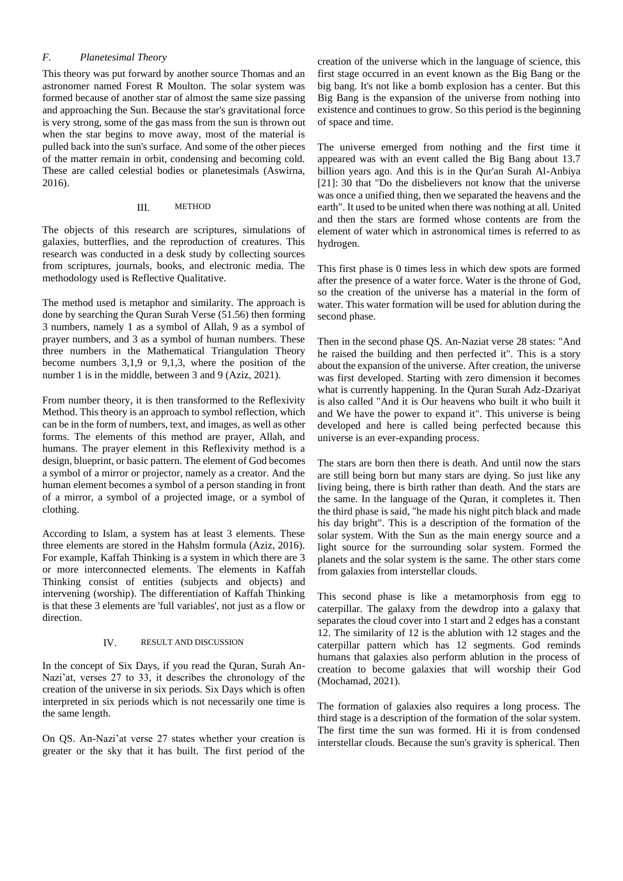### F. *Planetesimal Theory*

This theory was put forward by another source Thomas and an astronomer named Forest R Moulton. The solar system was formed because of another star of almost the same size passing and approaching the Sun. Because the star's gravitational force is very strong, some of the gas mass from the sun is thrown out when the star begins to move away, most of the material is pulled back into the sun's surface. And some of the other pieces of the matter remain in orbit, condensing and becoming cold. These are called celestial bodies or planetesimals (Aswirna, 2016).

## III. METHOD

The objects of this research are scriptures, simulations of galaxies, butterflies, and the reproduction of creatures. This research was conducted in a desk study by collecting sources from scriptures, journals, books, and electronic media. The methodology used is Reflective Qualitative.

The method used is metaphor and similarity. The approach is done by searching the Quran Surah Verse (51.56) then forming 3 numbers, namely 1 as a symbol of Allah, 9 as a symbol of prayer numbers, and 3 as a symbol of human numbers. These three numbers in the Mathematical Triangulation Theory become numbers 3,1,9 or 9,1,3, where the position of the number 1 is in the middle, between 3 and 9 (Aziz, 2021).

From number theory, it is then transformed to the Reflexivity Method. This theory is an approach to symbol reflection, which can be in the form of numbers, text, and images, as well as other forms. The elements of this method are prayer, Allah, and humans. The prayer element in this Reflexivity method is a design, blueprint, or basic pattern. The element of God becomes a symbol of a mirror or projector, namely as a creator. And the human element becomes a symbol of a person standing in front of a mirror, a symbol of a projected image, or a symbol of clothing.

According to Islam, a system has at least 3 elements. These three elements are stored in the Hahslm formula (Aziz, 2016). For example, Kaffah Thinking is a system in which there are 3 or more interconnected elements. The elements in Kaffah Thinking consist of entities (subjects and objects) and intervening (worship). The differentiation of Kaffah Thinking is that these 3 elements are 'full variables', not just as a flow or direction.

## IV. RESULT AND DISCUSSION

In the concept of Six Days, if you read the Quran, Surah An-Nazi'at, verses 27 to 33, it describes the chronology of the creation of the universe in six periods. Six Days which is often interpreted in six periods which is not necessarily one time is the same length.

On QS. An-Nazi'at verse 27 states whether your creation is greater or the sky that it has built. The first period of the creation of the universe which in the language of science, this first stage occurred in an event known as the Big Bang or the big bang. It's not like a bomb explosion has a center. But this Big Bang is the expansion of the universe from nothing into existence and continues to grow. So this period is the beginning of space and time.

The universe emerged from nothing and the first time it appeared was with an event called the Big Bang about 13.7 billion years ago. And this is in the Qur'an Surah Al-Anbiya [21]: 30 that "Do the disbelievers not know that the universe was once a unified thing, then we separated the heavens and the earth". It used to be united when there was nothing at all. United and then the stars are formed whose contents are from the element of water which in astronomical times is referred to as hydrogen.

This first phase is 0 times less in which dew spots are formed after the presence of a water force. Water is the throne of God, so the creation of the universe has a material in the form of water. This water formation will be used for ablution during the second phase.

Then in the second phase QS. An-Naziat verse 28 states: "And he raised the building and then perfected it". This is a story about the expansion of the universe. After creation, the universe was first developed. Starting with zero dimension it becomes what is currently happening. In the Quran Surah Adz-Dzariyat is also called "And it is Our heavens who built it who built it and We have the power to expand it". This universe is being developed and here is called being perfected because this universe is an ever-expanding process.

The stars are born then there is death. And until now the stars are still being born but many stars are dying. So just like any living being, there is birth rather than death. And the stars are the same. In the language of the Quran, it completes it. Then the third phase is said, "he made his night pitch black and made his day bright". This is a description of the formation of the solar system. With the Sun as the main energy source and a light source for the surrounding solar system. Formed the planets and the solar system is the same. The other stars come from galaxies from interstellar clouds.

This second phase is like a metamorphosis from egg to caterpillar. The galaxy from the dewdrop into a galaxy that separates the cloud cover into 1 start and 2 edges has a constant 12. The similarity of 12 is the ablution with 12 stages and the caterpillar pattern which has 12 segments. God reminds humans that galaxies also perform ablution in the process of creation to become galaxies that will worship their God (Mochamad, 2021).

The formation of galaxies also requires a long process. The third stage is a description of the formation of the solar system. The first time the sun was formed. Hi it is from condensed interstellar clouds. Because the sun's gravity is spherical. Then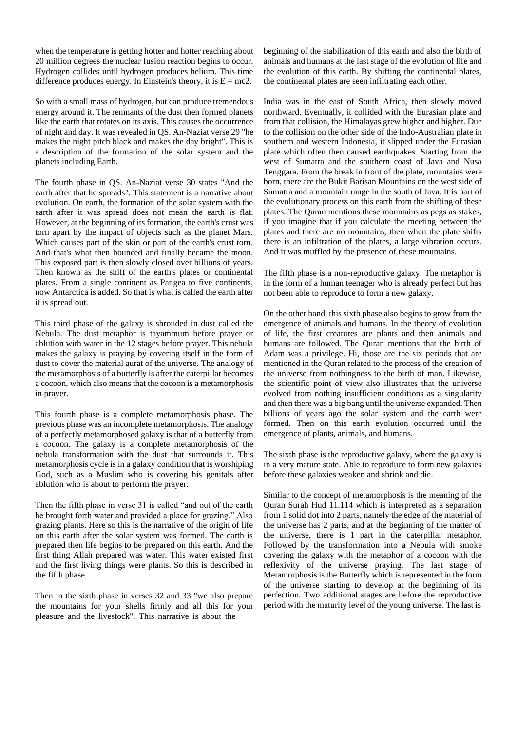when the temperature is getting hotter and hotter reaching about 20 million degrees the nuclear fusion reaction begins to occur. Hydrogen collides until hydrogen produces helium. This time difference produces energy. In Einstein's theory, it is $E = mc2$.

So with a small mass of hydrogen, but can produce tremendous energy around it. The remnants of the dust then formed planets like the earth that rotates on its axis. This causes the occurrence of night and day. It was revealed in QS. An-Naziat verse 29 "he makes the night pitch black and makes the day bright". This is a description of the formation of the solar system and the planets including Earth.

The fourth phase in QS. An-Naziat verse 30 states "And the earth after that he spreads". This statement is a narrative about evolution. On earth, the formation of the solar system with the earth after it was spread does not mean the earth is flat. However, at the beginning of its formation, the earth's crust was torn apart by the impact of objects such as the planet Mars. Which causes part of the skin or part of the earth's crust torn. And that's what then bounced and finally became the moon. This exposed part is then slowly closed over billions of years. Then known as the shift of the earth's plates or continental plates. From a single continent as Pangea to five continents, now Antarctica is added. So that is what is called the earth after it is spread out.

This third phase of the galaxy is shrouded in dust called the Nebula. The dust metaphor is tayammum before prayer or ablution with water in the 12 stages before prayer. This nebula makes the galaxy is praying by covering itself in the form of dust to cover the material aurat of the universe. The analogy of the metamorphosis of a butterfly is after the caterpillar becomes a cocoon, which also means that the cocoon is a metamorphosis in prayer.

This fourth phase is a complete metamorphosis phase. The previous phase was an incomplete metamorphosis. The analogy of a perfectly metamorphosed galaxy is that of a butterfly from a cocoon. The galaxy is a complete metamorphosis of the nebula transformation with the dust that surrounds it. This metamorphosis cycle is in a galaxy condition that is worshiping God, such as a Muslim who is covering his genitals after ablution who is about to perform the prayer.

Then the fifth phase in verse 31 is called "and out of the earth he brought forth water and provided a place for grazing." Also grazing plants. Here so this is the narrative of the origin of life on this earth after the solar system was formed. The earth is prepared then life begins to be prepared on this earth. And the first thing Allah prepared was water. This water existed first and the first living things were plants. So this is described in the fifth phase.

Then in the sixth phase in verses 32 and 33 "we also prepare the mountains for your shells firmly and all this for your pleasure and the livestock". This narrative is about the beginning of the stabilization of this earth and also the birth of animals and humans at the last stage of the evolution of life and the evolution of this earth. By shifting the continental plates, the continental plates are seen infiltrating each other.

India was in the east of South Africa, then slowly moved northward. Eventually, it collided with the Eurasian plate and from that collision, the Himalayas grew higher and higher. Due to the collision on the other side of the Indo-Australian plate in southern and western Indonesia, it slipped under the Eurasian plate which often then caused earthquakes. Starting from the west of Sumatra and the southern coast of Java and Nusa Tenggara. From the break in front of the plate, mountains were born, there are the Bukit Barisan Mountains on the west side of Sumatra and a mountain range in the south of Java. It is part of the evolutionary process on this earth from the shifting of these plates. The Quran mentions these mountains as pegs as stakes, if you imagine that if you calculate the meeting between the plates and there are no mountains, then when the plate shifts there is an infiltration of the plates, a large vibration occurs. And it was muffled by the presence of these mountains.

The fifth phase is a non-reproductive galaxy. The metaphor is in the form of a human teenager who is already perfect but has not been able to reproduce to form a new galaxy.

On the other hand, this sixth phase also begins to grow from the emergence of animals and humans. In the theory of evolution of life, the first creatures are plants and then animals and humans are followed. The Quran mentions that the birth of Adam was a privilege. Hi, those are the six periods that are mentioned in the Quran related to the process of the creation of the universe from nothingness to the birth of man. Likewise, the scientific point of view also illustrates that the universe evolved from nothing insufficient conditions as a singularity and then there was a big bang until the universe expanded. Then billions of years ago the solar system and the earth were formed. Then on this earth evolution occurred until the emergence of plants, animals, and humans.

The sixth phase is the reproductive galaxy, where the galaxy is in a very mature state. Able to reproduce to form new galaxies before these galaxies weaken and shrink and die.

Similar to the concept of metamorphosis is the meaning of the Quran Surah Hud 11.114 which is interpreted as a separation from 1 solid dot into 2 parts, namely the edge of the material of the universe has 2 parts, and at the beginning of the matter of the universe, there is 1 part in the caterpillar metaphor. Followed by the transformation into a Nebula with smoke covering the galaxy with the metaphor of a cocoon with the reflexivity of the universe praying. The last stage of Metamorphosis is the Butterfly which is represented in the form of the universe starting to develop at the beginning of its perfection. Two additional stages are before the reproductive period with the maturity level of the young universe. The last is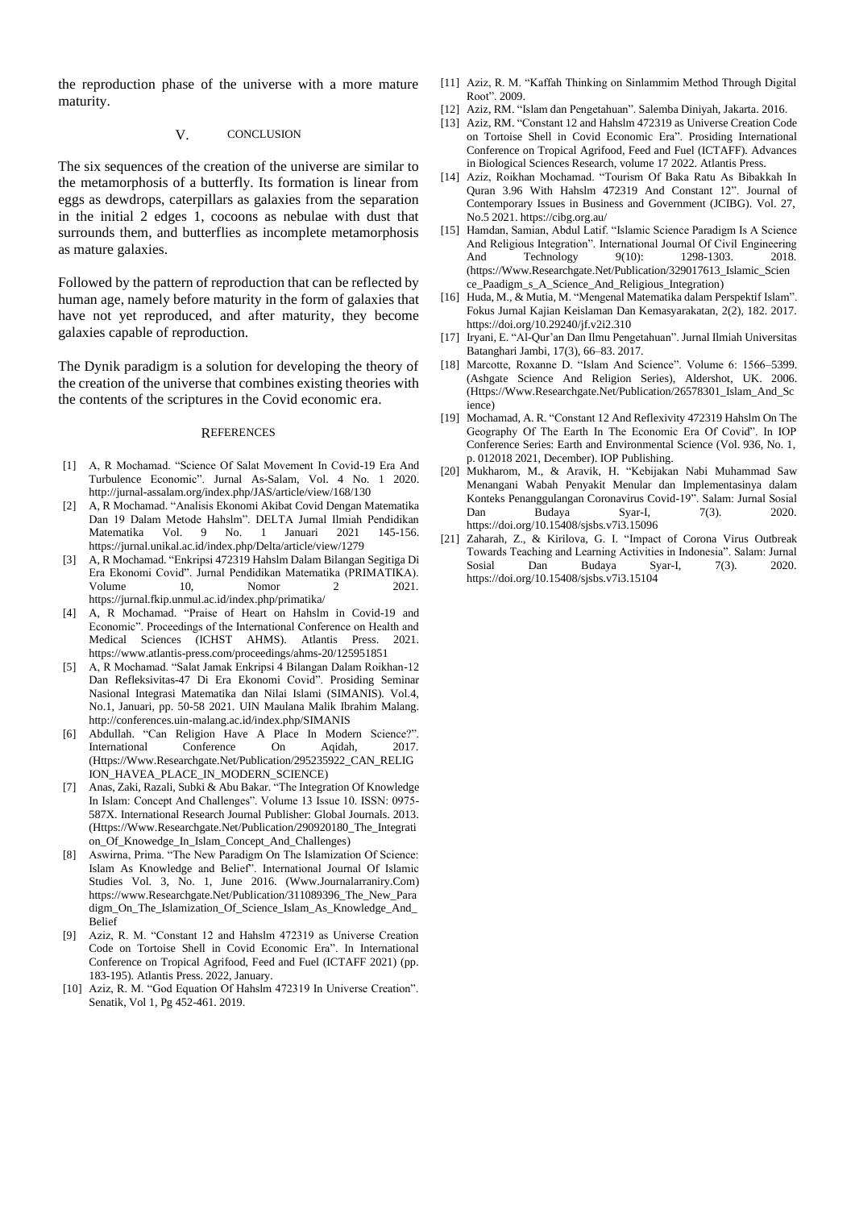the reproduction phase of the universe with a more mature maturity.

## V. CONCLUSION

The six sequences of the creation of the universe are similar to the metamorphosis of a butterfly. Its formation is linear from eggs as dewdrops, caterpillars as galaxies from the separation in the initial 2 edges 1, cocoons as nebulae with dust that surrounds them, and butterflies as incomplete metamorphosis as mature galaxies.

Followed by the pattern of reproduction that can be reflected by human age, namely before maturity in the form of galaxies that have not yet reproduced, and after maturity, they become galaxies capable of reproduction.

The Dynik paradigm is a solution for developing the theory of the creation of the universe that combines existing theories with the contents of the scriptures in the Covid economic era.

## REFERENCES

[1] A, R Mochamad. "Science Of Salat Movement In Covid-19 Era And Turbulence Economic". Jurnal As-Salam, Vol. 4 No. 1 2020. http://jurnal-assalam.org/index.php/JAS/article/view/168/130

[2] A, R Mochamad. "Analisis Ekonomi Akibat Covid Dengan Matematika Dan 19 Dalam Metode Hahslm". DELTA Jurnal Ilmiah Pendidikan Matematika Vol. 9 No. 1 Januari 2021 145-156. https://jurnal.unikal.ac.id/index.php/Delta/article/view/1279

[3] A, R Mochamad. "Enkripsi 472319 Hahslm Dalam Bilangan Segitiga Di Era Ekonomi Covid". Jurnal Pendidikan Matematika (PRIMATIKA). Volume 10, Nomor 2 2021. https://jurnal.fkip.unmul.ac.id/index.php/primatika/

[4] A, R Mochamad. "Praise of Heart on Hahslm in Covid-19 and Economic". Proceedings of the International Conference on Health and Medical Sciences (ICHST AHMS). Atlantis Press. 2021. https://www.atlantis-press.com/proceedings/ahms-20/125951851

[5] A, R Mochamad. "Salat Jamak Enkripsi 4 Bilangan Dalam Roikhan-12 Dan Refleksivitas-47 Di Era Ekonomi Covid". Prosiding Seminar Nasional Integrasi Matematika dan Nilai Islami (SIMANIS). Vol.4, No.1, Januari, pp. 50-58 2021. UIN Maulana Malik Ibrahim Malang. http://conferences.uin-malang.ac.id/index.php/SIMANIS

[6] Abdullah. "Can Religion Have A Place In Modern Science?". International Conference On Aqidah, 2017. (Https://Www.Researchgate.Net/Publication/295235922_CAN_RELIGION_HAVEA_PLACE_IN_MODERN_SCIENCE)

[7] Anas, Zaki, Razali, Subki & Abu Bakar. "The Integration Of Knowledge In Islam: Concept And Challenges". Volume 13 Issue 10. ISSN: 0975-587X. International Research Journal Publisher: Global Journals. 2013. (Https://Www.Researchgate.Net/Publication/290920180_The_Integration_Of_Knowedge_In_Islam_Concept_And_Challenges)

[8] Aswirna, Prima. "The New Paradigm On The Islamization Of Science: Islam As Knowledge and Belief". International Journal Of Islamic Studies Vol. 3, No. 1, June 2016. (Www.Journalarraniry.Com) https://www.Researchgate.Net/Publication/311089396_The_New_Paradigm_On_The_Islamization_Of_Science_Islam_As_Knowledge_And_Belief

[9] Aziz, R. M. "Constant 12 and Hahslm 472319 as Universe Creation Code on Tortoise Shell in Covid Economic Era". In International Conference on Tropical Agrifood, Feed and Fuel (ICTAFF 2021) (pp. 183-195). Atlantis Press. 2022, January.

[10] Aziz, R. M. "God Equation Of Hahslm 472319 In Universe Creation". Senatik, Vol 1, Pg 452-461. 2019.

[11] Aziz, R. M. "Kaffah Thinking on Sinlammim Method Through Digital Root". 2009.

[12] Aziz, RM. "Islam dan Pengetahuan". Salemba Diniyah, Jakarta. 2016.

[13] Aziz, RM. "Constant 12 and Hahslm 472319 as Universe Creation Code on Tortoise Shell in Covid Economic Era". Prosiding International Conference on Tropical Agrifood, Feed and Fuel (ICTAFF). Advances in Biological Sciences Research, volume 17 2022. Atlantis Press.

[14] Aziz, Roikhan Mochamad. "Tourism Of Baka Ratu As Bibakkah In Quran 3.96 With Hahslm 472319 And Constant 12". Journal of Contemporary Issues in Business and Government (JCIBG). Vol. 27, No.5 2021. https://cibg.org.au/

[15] Hamdan, Samian, Abdul Latif. "Islamic Science Paradigm Is A Science And Religious Integration". International Journal Of Civil Engineering And Technology 9(10): 1298-1303. 2018. (https://Www.Researchgate.Net/Publication/329017613_Islamic_Science_Paadigm_s_A_Science_And_Religious_Integration)

[16] Huda, M., & Mutia, M. "Mengenal Matematika dalam Perspektif Islam". Fokus Jurnal Kajian Keislaman Dan Kemasyarakatan, 2(2), 182. 2017. https://doi.org/10.29240/jf.v2i2.310

[17] Iryani, E. "Al-Qur'an Dan Ilmu Pengetahuan". Jurnal Ilmiah Universitas Batanghari Jambi, 17(3), 66–83. 2017.

[18] Marcotte, Roxanne D. "Islam And Science". Volume 6: 1566–5399. (Ashgate Science And Religion Series), Aldershot, UK. 2006. (Https://Www.Researchgate.Net/Publication/26578301_Islam_And_Science)

[19] Mochamad, A. R. "Constant 12 And Reflexivity 472319 Hahslm On The Geography Of The Earth In The Economic Era Of Covid". In IOP Conference Series: Earth and Environmental Science (Vol. 936, No. 1, p. 012018 2021, December). IOP Publishing.

[20] Mukharom, M., & Aravik, H. "Kebijakan Nabi Muhammad Saw Menangani Wabah Penyakit Menular dan Implementasinya dalam Konteks Penanggulangan Coronavirus Covid-19". Salam: Jurnal Sosial Dan Budaya Syar-I, 7(3). 2020. https://doi.org/10.15408/sjsbs.v7i3.15096

[21] Zaharah, Z., & Kirilova, G. I. "Impact of Corona Virus Outbreak Towards Teaching and Learning Activities in Indonesia". Salam: Jurnal Sosial Dan Budaya Syar-I, 7(3). 2020. https://doi.org/10.15408/sjsbs.v7i3.15104